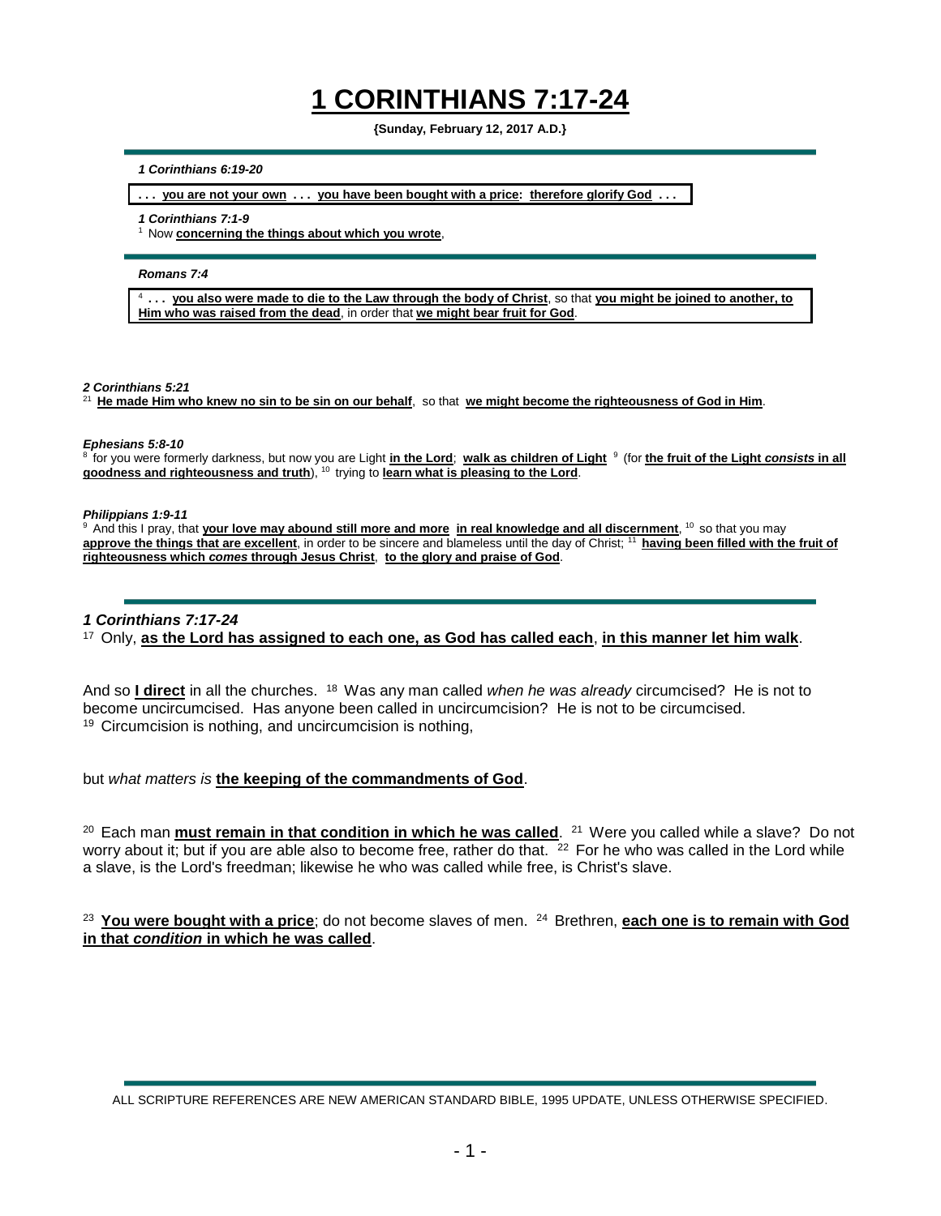# 1 CORINTHIANS 7:17-24

**{Sunday, February 12, 2017 A.D.}**

***1 Corinthians 6:19-20***

**. . . you are not your own . . . you have been bought with a price: therefore glorify God . . .**

***1 Corinthians 7:1-9***

[1] Now **concerning the things about which you wrote**,

***Romans 7:4***

[4] **. . . you also were made to die to the Law through the body of Christ**, so that **you might be joined to another, to Him who was raised from the dead**, in order that **we might bear fruit for God**.

***2 Corinthians 5:21***

[21] **He made Him who knew no sin to be sin on our behalf**, so that **we might become the righteousness of God in Him**.

***Ephesians 5:8-10***

[8] for you were formerly darkness, but now you are Light **in the Lord**; **walk as children of Light** [9] (for **the fruit of the Light *consists* in all goodness and righteousness and truth**), [10] trying to **learn what is pleasing to the Lord**.

***Philippians 1:9-11***

[9] And this I pray, that **your love may abound still more and more in real knowledge and all discernment**, [10] so that you may **approve the things that are excellent**, in order to be sincere and blameless until the day of Christ; [11] **having been filled with the fruit of righteousness which *comes* through Jesus Christ**, **to the glory and praise of God**.

***1 Corinthians 7:17-24***

[17] Only, **as the Lord has assigned to each one, as God has called each**, **in this manner let him walk**.

And so **I direct** in all the churches. [18] Was any man called *when he was already* circumcised? He is not to become uncircumcised. Has anyone been called in uncircumcision? He is not to be circumcised. [19] Circumcision is nothing, and uncircumcision is nothing,

but *what matters is* **the keeping of the commandments of God**.

[20] Each man **must remain in that condition in which he was called**. [21] Were you called while a slave? Do not worry about it; but if you are able also to become free, rather do that. [22] For he who was called in the Lord while a slave, is the Lord's freedman; likewise he who was called while free, is Christ's slave.

[23] **You were bought with a price**; do not become slaves of men. [24] Brethren, **each one is to remain with God in that *condition* in which he was called**.

ALL SCRIPTURE REFERENCES ARE NEW AMERICAN STANDARD BIBLE, 1995 UPDATE, UNLESS OTHERWISE SPECIFIED.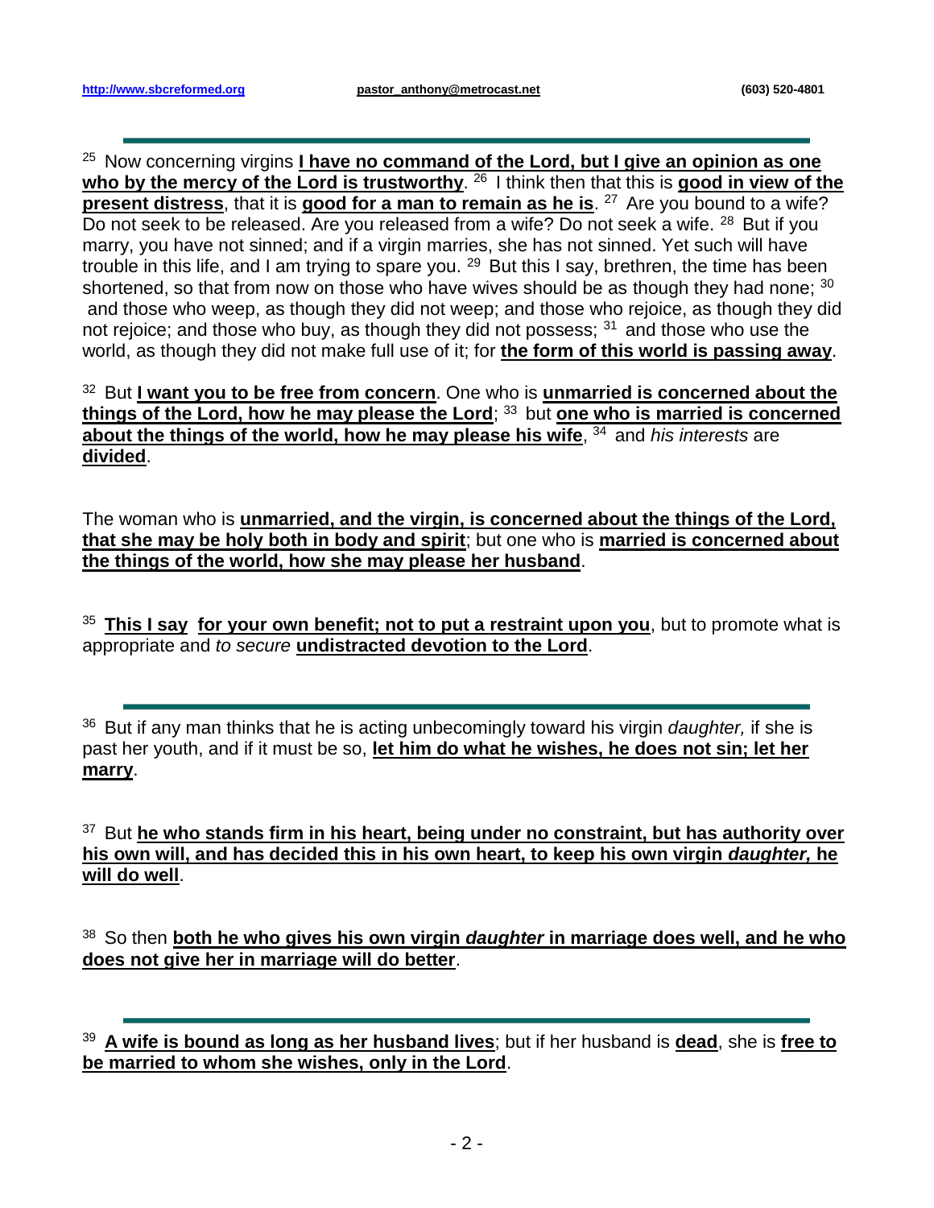[25] Now concerning virgins **I have no command of the Lord, but I give an opinion as one who by the mercy of the Lord is trustworthy**. [26] I think then that this is **good in view of the present distress**, that it is **good for a man to remain as he is**. [27] Are you bound to a wife? Do not seek to be released. Are you released from a wife? Do not seek a wife. [28] But if you marry, you have not sinned; and if a virgin marries, she has not sinned. Yet such will have trouble in this life, and I am trying to spare you. [29] But this I say, brethren, the time has been shortened, so that from now on those who have wives should be as though they had none; [30] and those who weep, as though they did not weep; and those who rejoice, as though they did not rejoice; and those who buy, as though they did not possess; [31] and those who use the world, as though they did not make full use of it; for **the form of this world is passing away**.

[32] But **I want you to be free from concern**. One who is **unmarried is concerned about the things of the Lord, how he may please the Lord**; [33] but **one who is married is concerned about the things of the world, how he may please his wife**, [34] and *his interests* are **divided**.

The woman who is **unmarried, and the virgin, is concerned about the things of the Lord, that she may be holy both in body and spirit**; but one who is **married is concerned about the things of the world, how she may please her husband**.

[35] **This I say for your own benefit; not to put a restraint upon you**, but to promote what is appropriate and *to secure* **undistracted devotion to the Lord**.

---

[36] But if any man thinks that he is acting unbecomingly toward his virgin *daughter,* if she is past her youth, and if it must be so, **let him do what he wishes, he does not sin; let her marry**.

[37] But **he who stands firm in his heart, being under no constraint, but has authority over his own will, and has decided this in his own heart, to keep his own virgin *daughter,* he will do well**.

[38] So then **both he who gives his own virgin *daughter* in marriage does well, and he who does not give her in marriage will do better**.

---

[39] **A wife is bound as long as her husband lives**; but if her husband is **dead**, she is **free to be married to whom she wishes, only in the Lord**.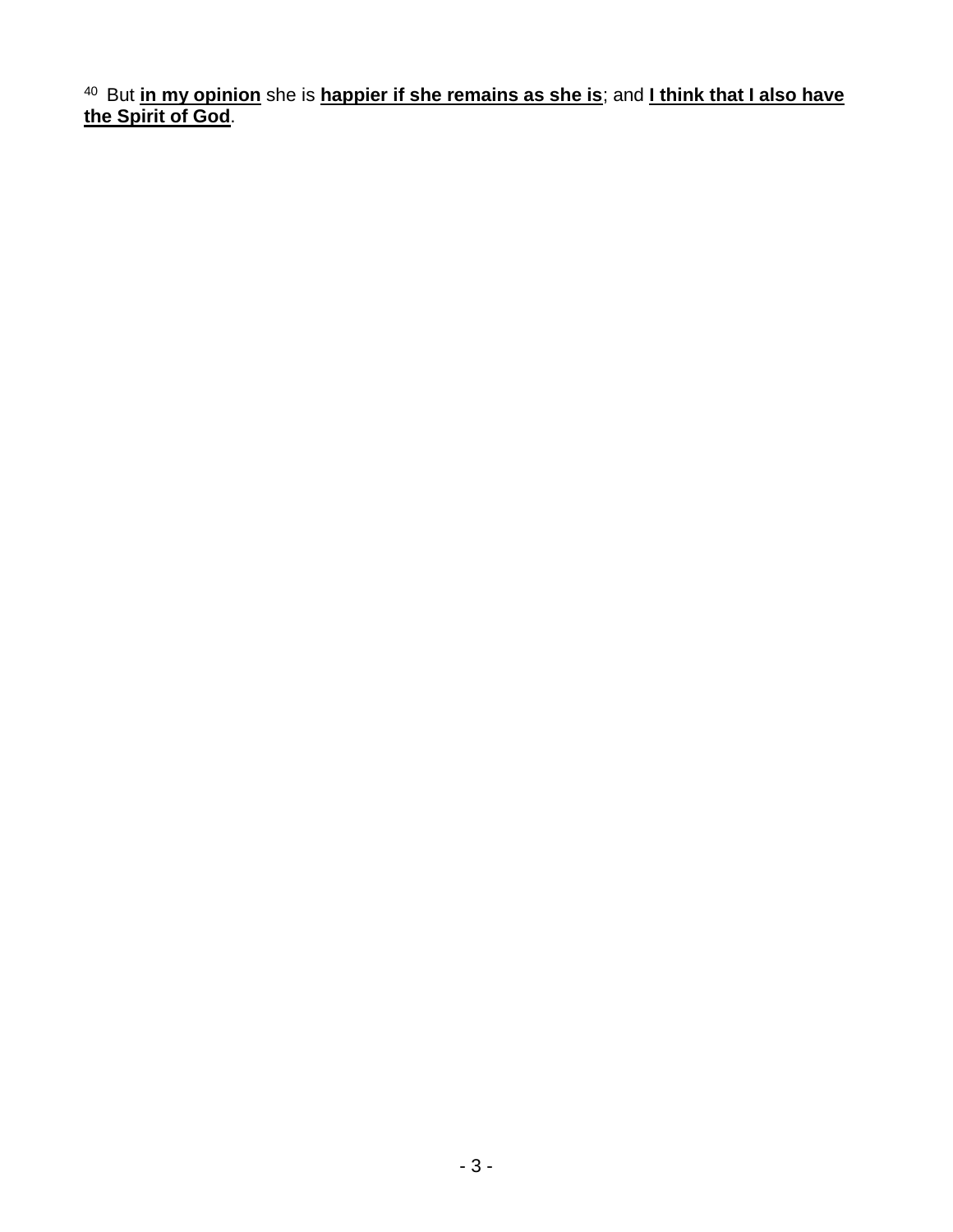[40] But **<u>in my opinion</u>** she is **<u>happier if she remains as she is</u>**; and **<u>I think that I also have the Spirit of God</u>**.